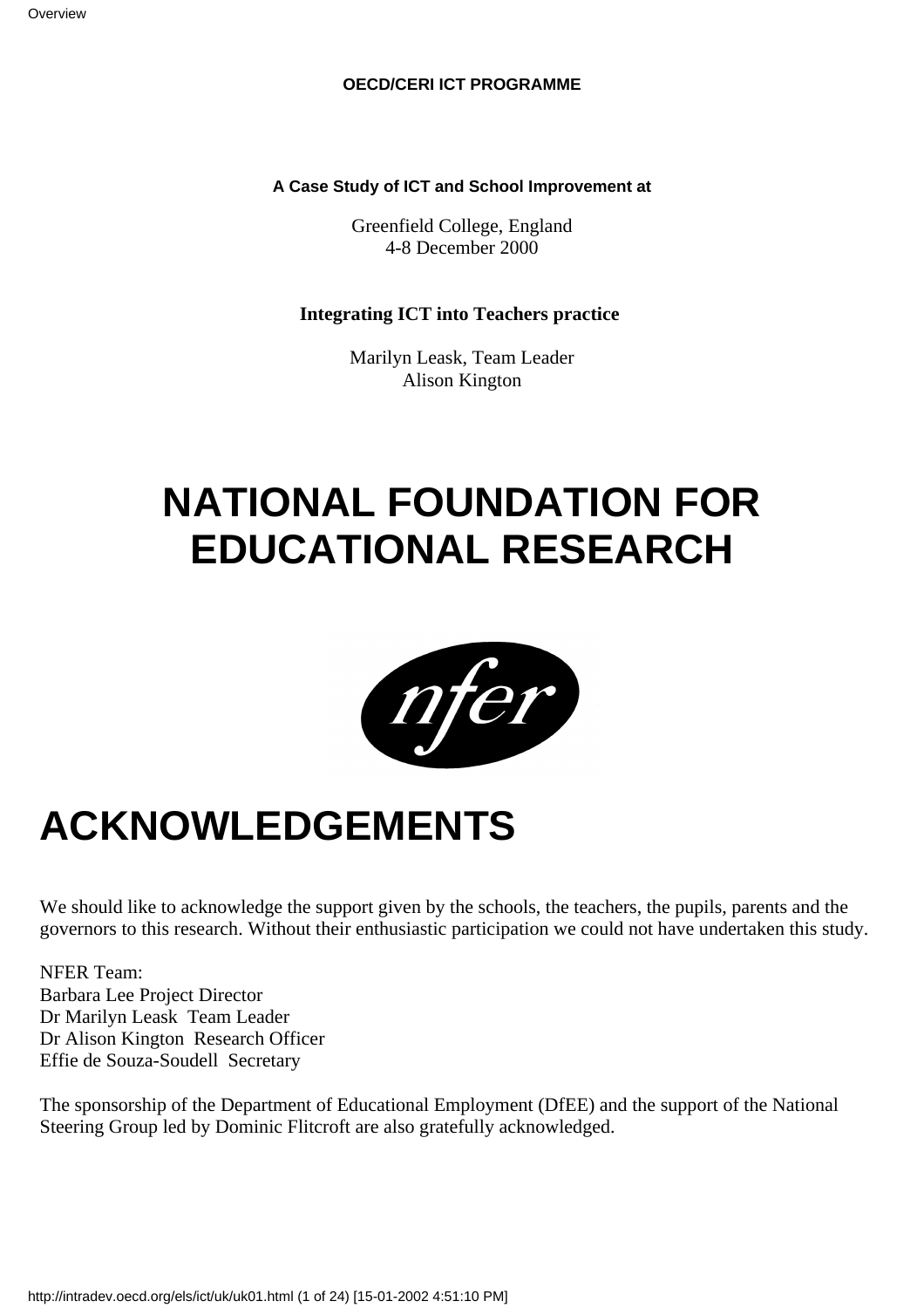**OECD/CERI ICT PROGRAMME**

**A Case Study of ICT and School Improvement at**

Greenfield College, England
4-8 December 2000

**Integrating ICT into Teachers practice**

Marilyn Leask, Team Leader
Alison Kington

# NATIONAL FOUNDATION FOR EDUCATIONAL RESEARCH

# ACKNOWLEDGEMENTS

We should like to acknowledge the support given by the schools, the teachers, the pupils, parents and the governors to this research. Without their enthusiastic participation we could not have undertaken this study.

NFER Team:
Barbara Lee Project Director
Dr Marilyn Leask Team Leader
Dr Alison Kington Research Officer
Effie de Souza-Soudell Secretary

The sponsorship of the Department of Educational Employment (DfEE) and the support of the National Steering Group led by Dominic Flitcroft are also gratefully acknowledged.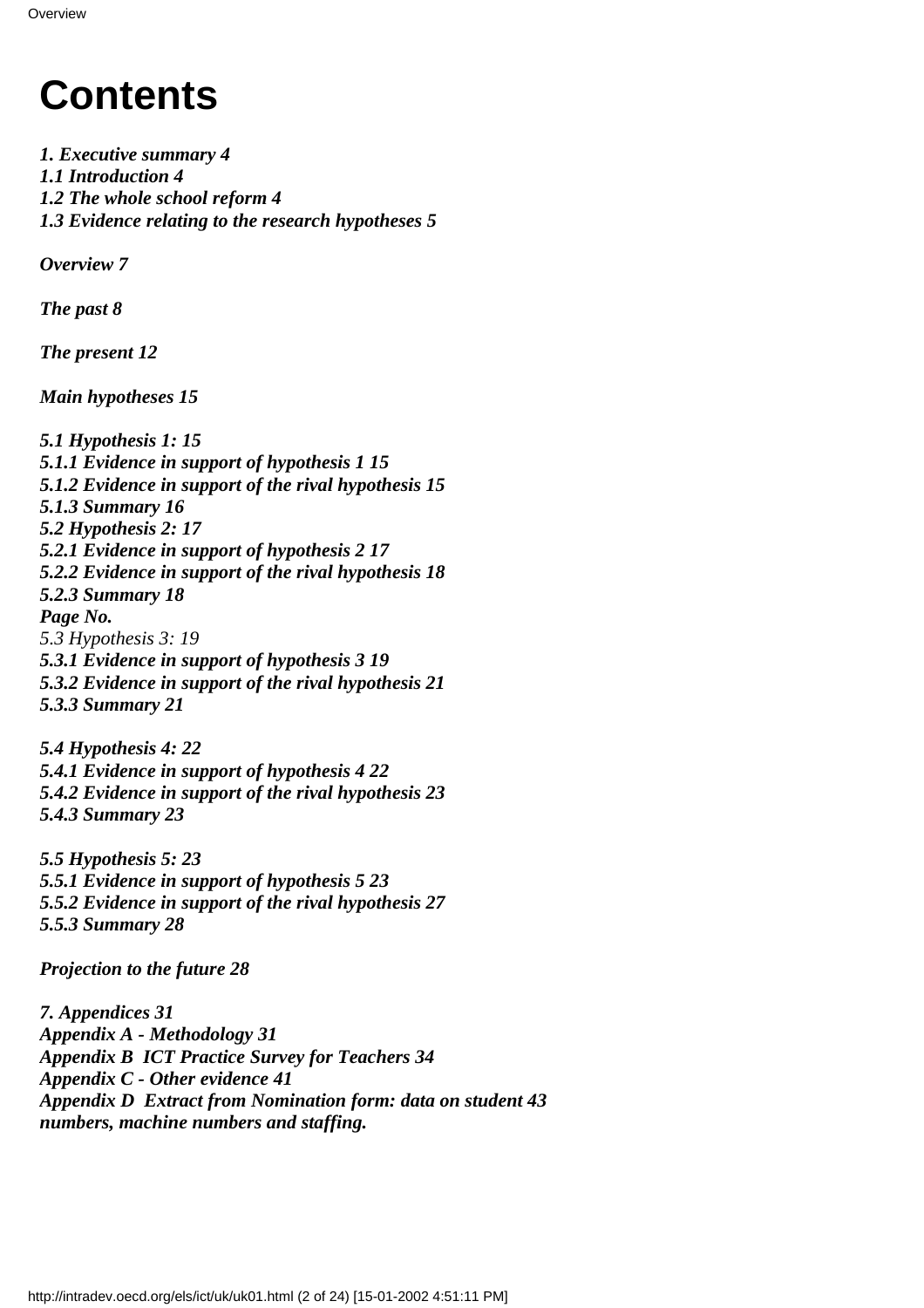# Contents

***1. Executive summary 4***
***1.1 Introduction 4***
***1.2 The whole school reform 4***
***1.3 Evidence relating to the research hypotheses 5***

***Overview 7***

***The past 8***

***The present 12***

***Main hypotheses 15***

***5.1 Hypothesis 1: 15***
***5.1.1 Evidence in support of hypothesis 1 15***
***5.1.2 Evidence in support of the rival hypothesis 15***
***5.1.3 Summary 16***
***5.2 Hypothesis 2: 17***
***5.2.1 Evidence in support of hypothesis 2 17***
***5.2.2 Evidence in support of the rival hypothesis 18***
***5.2.3 Summary 18***
***Page No.***
*5.3 Hypothesis 3: 19*
***5.3.1 Evidence in support of hypothesis 3 19***
***5.3.2 Evidence in support of the rival hypothesis 21***
***5.3.3 Summary 21***

***5.4 Hypothesis 4: 22***
***5.4.1 Evidence in support of hypothesis 4 22***
***5.4.2 Evidence in support of the rival hypothesis 23***
***5.4.3 Summary 23***

***5.5 Hypothesis 5: 23***
***5.5.1 Evidence in support of hypothesis 5 23***
***5.5.2 Evidence in support of the rival hypothesis 27***
***5.5.3 Summary 28***

***Projection to the future 28***

***7. Appendices 31***
***Appendix A - Methodology 31***
***Appendix B ICT Practice Survey for Teachers 34***
***Appendix C - Other evidence 41***
***Appendix D Extract from Nomination form: data on student 43 numbers, machine numbers and staffing.***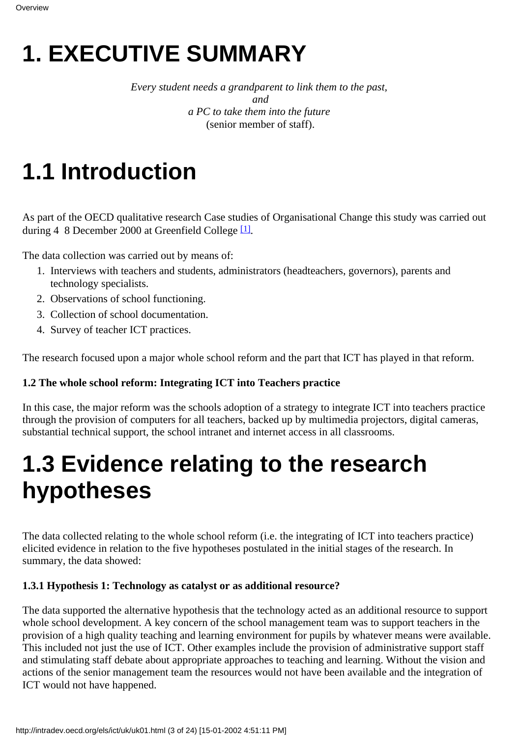# 1. EXECUTIVE SUMMARY

*Every student needs a grandparent to link them to the past,*
*and*
*a PC to take them into the future*
(senior member of staff).

# 1.1 Introduction

As part of the OECD qualitative research Case studies of Organisational Change this study was carried out during 4 8 December 2000 at Greenfield College [1].

The data collection was carried out by means of:

1. Interviews with teachers and students, administrators (headteachers, governors), parents and technology specialists.
2. Observations of school functioning.
3. Collection of school documentation.
4. Survey of teacher ICT practices.

The research focused upon a major whole school reform and the part that ICT has played in that reform.

**1.2 The whole school reform: Integrating ICT into Teachers practice**

In this case, the major reform was the schools adoption of a strategy to integrate ICT into teachers practice through the provision of computers for all teachers, backed up by multimedia projectors, digital cameras, substantial technical support, the school intranet and internet access in all classrooms.

# 1.3 Evidence relating to the research hypotheses

The data collected relating to the whole school reform (i.e. the integrating of ICT into teachers practice) elicited evidence in relation to the five hypotheses postulated in the initial stages of the research. In summary, the data showed:

**1.3.1 Hypothesis 1: Technology as catalyst or as additional resource?**

The data supported the alternative hypothesis that the technology acted as an additional resource to support whole school development. A key concern of the school management team was to support teachers in the provision of a high quality teaching and learning environment for pupils by whatever means were available. This included not just the use of ICT. Other examples include the provision of administrative support staff and stimulating staff debate about appropriate approaches to teaching and learning. Without the vision and actions of the senior management team the resources would not have been available and the integration of ICT would not have happened.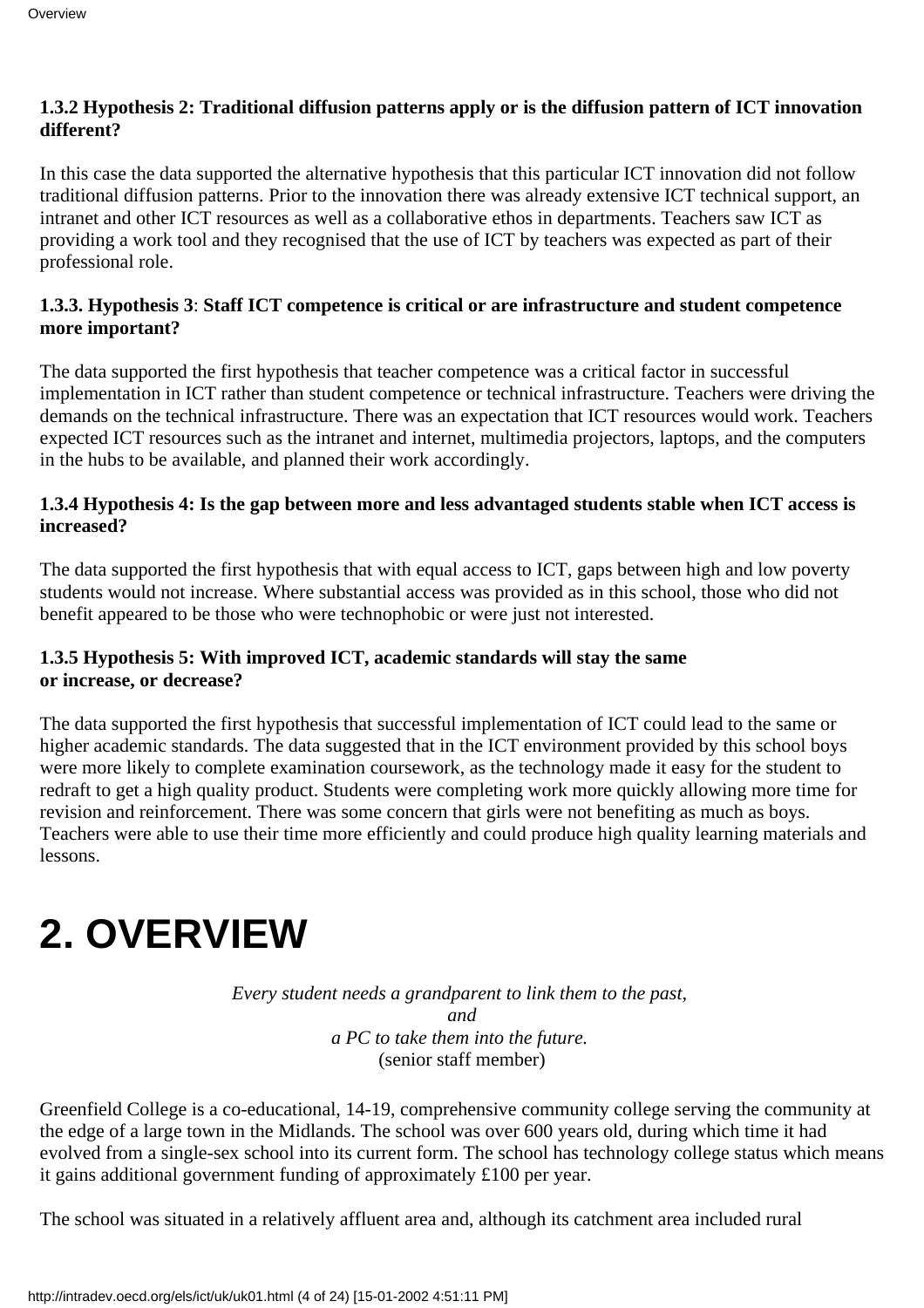### 1.3.2 Hypothesis 2: Traditional diffusion patterns apply or is the diffusion pattern of ICT innovation different?

In this case the data supported the alternative hypothesis that this particular ICT innovation did not follow traditional diffusion patterns. Prior to the innovation there was already extensive ICT technical support, an intranet and other ICT resources as well as a collaborative ethos in departments. Teachers saw ICT as providing a work tool and they recognised that the use of ICT by teachers was expected as part of their professional role.

### 1.3.3. Hypothesis 3: Staff ICT competence is critical or are infrastructure and student competence more important?

The data supported the first hypothesis that teacher competence was a critical factor in successful implementation in ICT rather than student competence or technical infrastructure. Teachers were driving the demands on the technical infrastructure. There was an expectation that ICT resources would work. Teachers expected ICT resources such as the intranet and internet, multimedia projectors, laptops, and the computers in the hubs to be available, and planned their work accordingly.

### 1.3.4 Hypothesis 4: Is the gap between more and less advantaged students stable when ICT access is increased?

The data supported the first hypothesis that with equal access to ICT, gaps between high and low poverty students would not increase. Where substantial access was provided as in this school, those who did not benefit appeared to be those who were technophobic or were just not interested.

### 1.3.5 Hypothesis 5: With improved ICT, academic standards will stay the same or increase, or decrease?

The data supported the first hypothesis that successful implementation of ICT could lead to the same or higher academic standards. The data suggested that in the ICT environment provided by this school boys were more likely to complete examination coursework, as the technology made it easy for the student to redraft to get a high quality product. Students were completing work more quickly allowing more time for revision and reinforcement. There was some concern that girls were not benefiting as much as boys. Teachers were able to use their time more efficiently and could produce high quality learning materials and lessons.

# 2. OVERVIEW

*Every student needs a grandparent to link them to the past,*
*and*
*a PC to take them into the future.*
(senior staff member)

Greenfield College is a co-educational, 14-19, comprehensive community college serving the community at the edge of a large town in the Midlands. The school was over 600 years old, during which time it had evolved from a single-sex school into its current form. The school has technology college status which means it gains additional government funding of approximately £100 per year.

The school was situated in a relatively affluent area and, although its catchment area included rural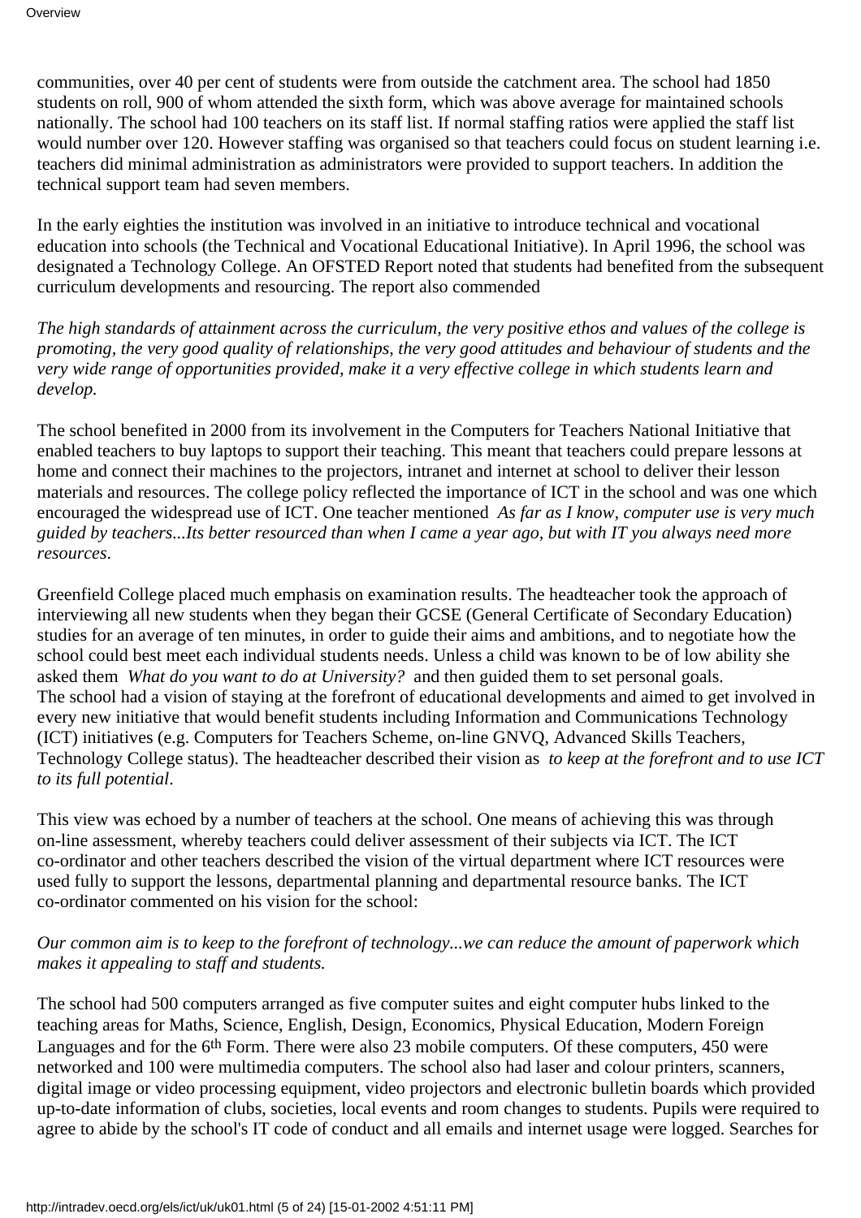communities, over 40 per cent of students were from outside the catchment area. The school had 1850 students on roll, 900 of whom attended the sixth form, which was above average for maintained schools nationally. The school had 100 teachers on its staff list. If normal staffing ratios were applied the staff list would number over 120. However staffing was organised so that teachers could focus on student learning i.e. teachers did minimal administration as administrators were provided to support teachers. In addition the technical support team had seven members.

In the early eighties the institution was involved in an initiative to introduce technical and vocational education into schools (the Technical and Vocational Educational Initiative). In April 1996, the school was designated a Technology College. An OFSTED Report noted that students had benefited from the subsequent curriculum developments and resourcing. The report also commended

*The high standards of attainment across the curriculum, the very positive ethos and values of the college is promoting, the very good quality of relationships, the very good attitudes and behaviour of students and the very wide range of opportunities provided, make it a very effective college in which students learn and develop.*

The school benefited in 2000 from its involvement in the Computers for Teachers National Initiative that enabled teachers to buy laptops to support their teaching. This meant that teachers could prepare lessons at home and connect their machines to the projectors, intranet and internet at school to deliver their lesson materials and resources. The college policy reflected the importance of ICT in the school and was one which encouraged the widespread use of ICT. One teacher mentioned *As far as I know, computer use is very much guided by teachers...Its better resourced than when I came a year ago, but with IT you always need more resources*.

Greenfield College placed much emphasis on examination results. The headteacher took the approach of interviewing all new students when they began their GCSE (General Certificate of Secondary Education) studies for an average of ten minutes, in order to guide their aims and ambitions, and to negotiate how the school could best meet each individual students needs. Unless a child was known to be of low ability she asked them *What do you want to do at University?* and then guided them to set personal goals.
The school had a vision of staying at the forefront of educational developments and aimed to get involved in every new initiative that would benefit students including Information and Communications Technology (ICT) initiatives (e.g. Computers for Teachers Scheme, on-line GNVQ, Advanced Skills Teachers, Technology College status). The headteacher described their vision as *to keep at the forefront and to use ICT to its full potential*.

This view was echoed by a number of teachers at the school. One means of achieving this was through on-line assessment, whereby teachers could deliver assessment of their subjects via ICT. The ICT co-ordinator and other teachers described the vision of the virtual department where ICT resources were used fully to support the lessons, departmental planning and departmental resource banks. The ICT co-ordinator commented on his vision for the school:

*Our common aim is to keep to the forefront of technology...we can reduce the amount of paperwork which makes it appealing to staff and students.*

The school had 500 computers arranged as five computer suites and eight computer hubs linked to the teaching areas for Maths, Science, English, Design, Economics, Physical Education, Modern Foreign Languages and for the 6th Form. There were also 23 mobile computers. Of these computers, 450 were networked and 100 were multimedia computers. The school also had laser and colour printers, scanners, digital image or video processing equipment, video projectors and electronic bulletin boards which provided up-to-date information of clubs, societies, local events and room changes to students. Pupils were required to agree to abide by the school's IT code of conduct and all emails and internet usage were logged. Searches for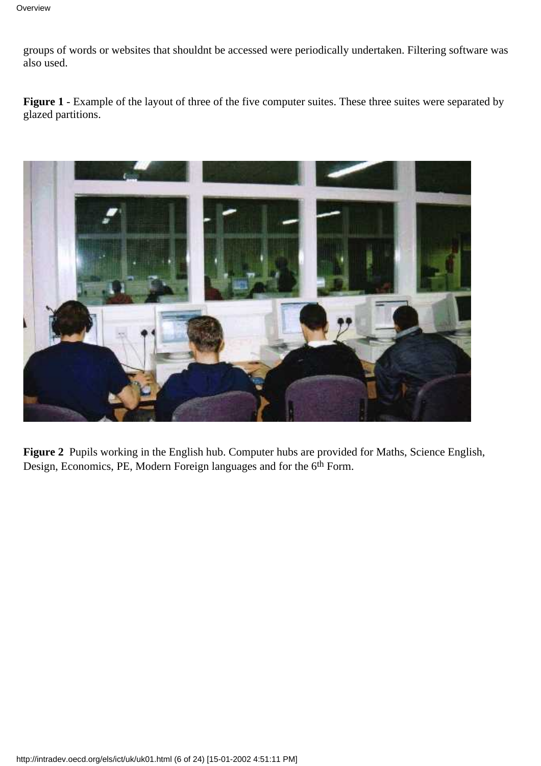groups of words or websites that shouldnt be accessed were periodically undertaken. Filtering software was also used.

**Figure 1** - Example of the layout of three of the five computer suites. These three suites were separated by glazed partitions.

**Figure 2** Pupils working in the English hub. Computer hubs are provided for Maths, Science English, Design, Economics, PE, Modern Foreign languages and for the 6th Form.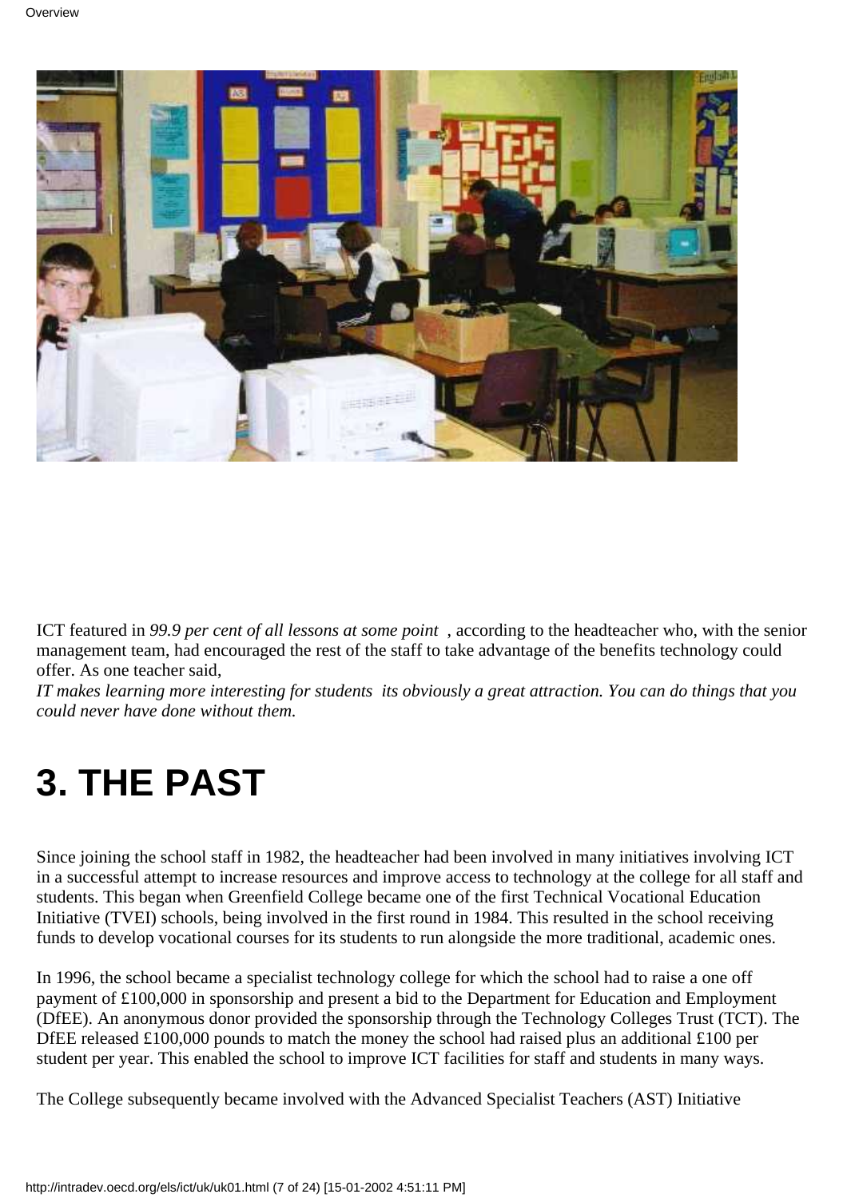ICT featured in *99.9 per cent of all lessons at some point* , according to the headteacher who, with the senior management team, had encouraged the rest of the staff to take advantage of the benefits technology could offer. As one teacher said,

*IT makes learning more interesting for students its obviously a great attraction. You can do things that you could never have done without them.*

# 3. THE PAST

Since joining the school staff in 1982, the headteacher had been involved in many initiatives involving ICT in a successful attempt to increase resources and improve access to technology at the college for all staff and students. This began when Greenfield College became one of the first Technical Vocational Education Initiative (TVEI) schools, being involved in the first round in 1984. This resulted in the school receiving funds to develop vocational courses for its students to run alongside the more traditional, academic ones.

In 1996, the school became a specialist technology college for which the school had to raise a one off payment of £100,000 in sponsorship and present a bid to the Department for Education and Employment (DfEE). An anonymous donor provided the sponsorship through the Technology Colleges Trust (TCT). The DfEE released £100,000 pounds to match the money the school had raised plus an additional £100 per student per year. This enabled the school to improve ICT facilities for staff and students in many ways.

The College subsequently became involved with the Advanced Specialist Teachers (AST) Initiative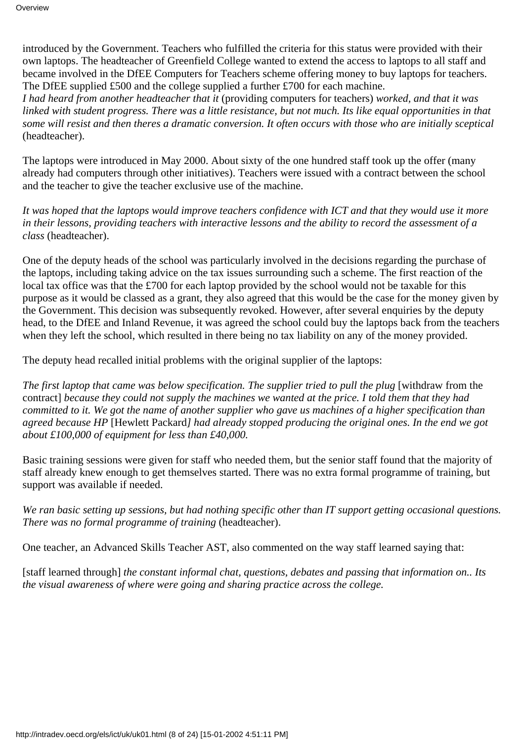introduced by the Government. Teachers who fulfilled the criteria for this status were provided with their own laptops. The headteacher of Greenfield College wanted to extend the access to laptops to all staff and became involved in the DfEE Computers for Teachers scheme offering money to buy laptops for teachers. The DfEE supplied £500 and the college supplied a further £700 for each machine.
*I had heard from another headteacher that it* (providing computers for teachers) *worked, and that it was linked with student progress. There was a little resistance, but not much. Its like equal opportunities in that some will resist and then theres a dramatic conversion. It often occurs with those who are initially sceptical* (headteacher).

The laptops were introduced in May 2000. About sixty of the one hundred staff took up the offer (many already had computers through other initiatives). Teachers were issued with a contract between the school and the teacher to give the teacher exclusive use of the machine.

*It was hoped that the laptops would improve teachers confidence with ICT and that they would use it more in their lessons, providing teachers with interactive lessons and the ability to record the assessment of a class* (headteacher).

One of the deputy heads of the school was particularly involved in the decisions regarding the purchase of the laptops, including taking advice on the tax issues surrounding such a scheme. The first reaction of the local tax office was that the £700 for each laptop provided by the school would not be taxable for this purpose as it would be classed as a grant, they also agreed that this would be the case for the money given by the Government. This decision was subsequently revoked. However, after several enquiries by the deputy head, to the DfEE and Inland Revenue, it was agreed the school could buy the laptops back from the teachers when they left the school, which resulted in there being no tax liability on any of the money provided.

The deputy head recalled initial problems with the original supplier of the laptops:

*The first laptop that came was below specification. The supplier tried to pull the plug* [withdraw from the contract] *because they could not supply the machines we wanted at the price. I told them that they had committed to it. We got the name of another supplier who gave us machines of a higher specification than agreed because HP* [Hewlett Packard*] had already stopped producing the original ones. In the end we got about £100,000 of equipment for less than £40,000.*

Basic training sessions were given for staff who needed them, but the senior staff found that the majority of staff already knew enough to get themselves started. There was no extra formal programme of training, but support was available if needed.

*We ran basic setting up sessions, but had nothing specific other than IT support getting occasional questions. There was no formal programme of training* (headteacher).

One teacher, an Advanced Skills Teacher AST, also commented on the way staff learned saying that:

[staff learned through] *the constant informal chat, questions, debates and passing that information on.. Its the visual awareness of where were going and sharing practice across the college.*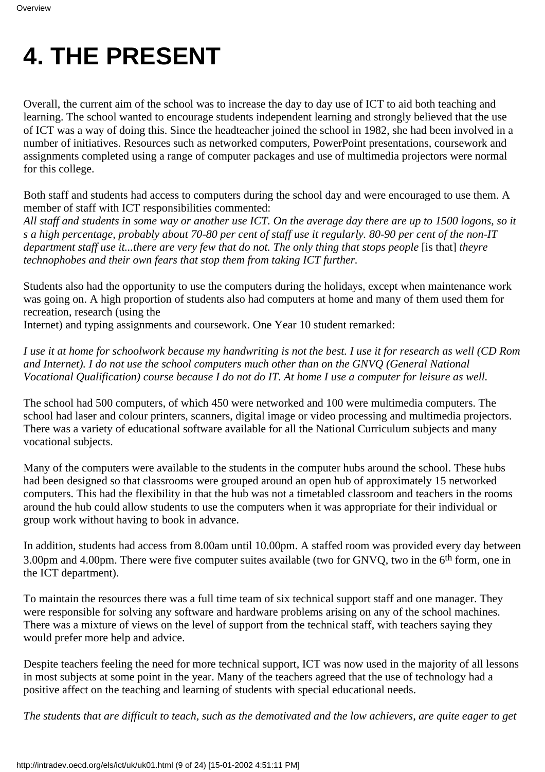# 4. THE PRESENT

Overall, the current aim of the school was to increase the day to day use of ICT to aid both teaching and learning. The school wanted to encourage students independent learning and strongly believed that the use of ICT was a way of doing this. Since the headteacher joined the school in 1982, she had been involved in a number of initiatives. Resources such as networked computers, PowerPoint presentations, coursework and assignments completed using a range of computer packages and use of multimedia projectors were normal for this college.

Both staff and students had access to computers during the school day and were encouraged to use them. A member of staff with ICT responsibilities commented:
*All staff and students in some way or another use ICT. On the average day there are up to 1500 logons, so it s a high percentage, probably about 70-80 per cent of staff use it regularly. 80-90 per cent of the non-IT department staff use it...there are very few that do not. The only thing that stops people* [is that] *theyre technophobes and their own fears that stop them from taking ICT further.*

Students also had the opportunity to use the computers during the holidays, except when maintenance work was going on. A high proportion of students also had computers at home and many of them used them for recreation, research (using the
Internet) and typing assignments and coursework. One Year 10 student remarked:

*I use it at home for schoolwork because my handwriting is not the best. I use it for research as well (CD Rom and Internet). I do not use the school computers much other than on the GNVQ (General National Vocational Qualification) course because I do not do IT. At home I use a computer for leisure as well.*

The school had 500 computers, of which 450 were networked and 100 were multimedia computers. The school had laser and colour printers, scanners, digital image or video processing and multimedia projectors. There was a variety of educational software available for all the National Curriculum subjects and many vocational subjects.

Many of the computers were available to the students in the computer hubs around the school. These hubs had been designed so that classrooms were grouped around an open hub of approximately 15 networked computers. This had the flexibility in that the hub was not a timetabled classroom and teachers in the rooms around the hub could allow students to use the computers when it was appropriate for their individual or group work without having to book in advance.

In addition, students had access from 8.00am until 10.00pm. A staffed room was provided every day between 3.00pm and 4.00pm. There were five computer suites available (two for GNVQ, two in the 6th form, one in the ICT department).

To maintain the resources there was a full time team of six technical support staff and one manager. They were responsible for solving any software and hardware problems arising on any of the school machines. There was a mixture of views on the level of support from the technical staff, with teachers saying they would prefer more help and advice.

Despite teachers feeling the need for more technical support, ICT was now used in the majority of all lessons in most subjects at some point in the year. Many of the teachers agreed that the use of technology had a positive affect on the teaching and learning of students with special educational needs.

*The students that are difficult to teach, such as the demotivated and the low achievers, are quite eager to get*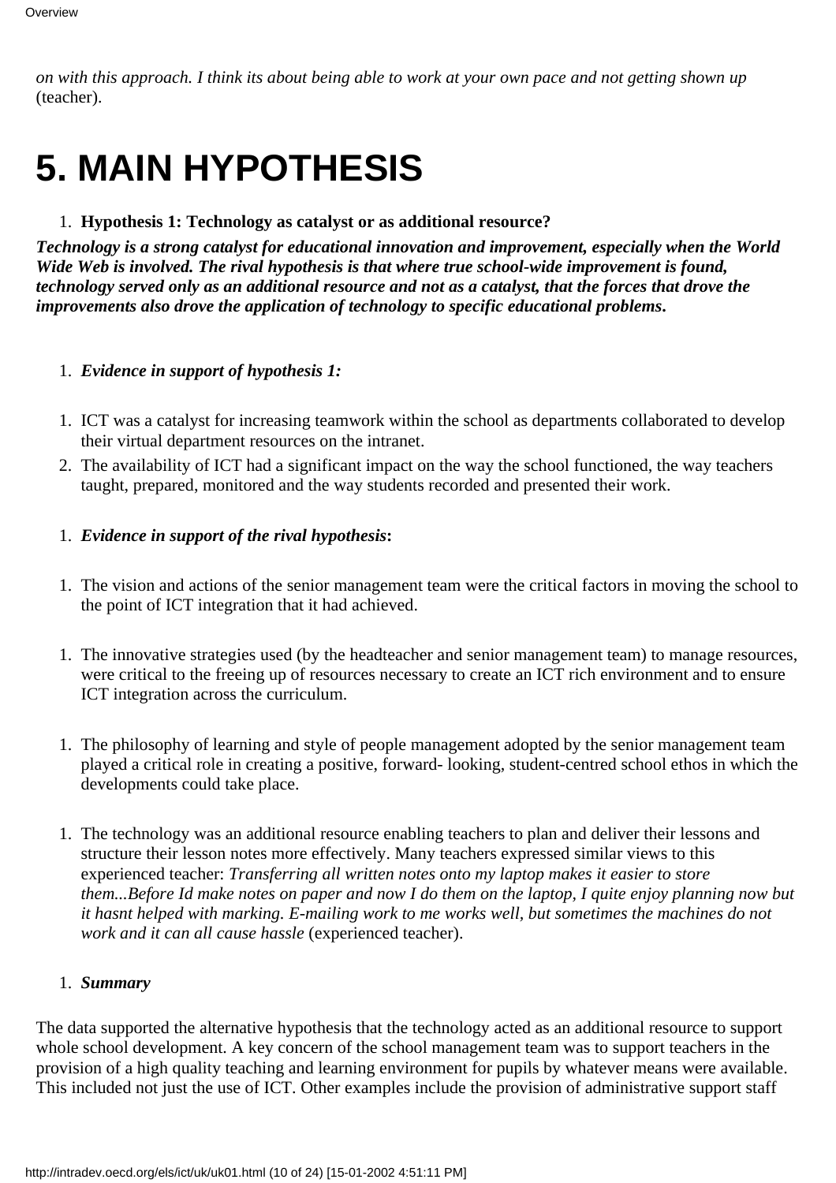*on with this approach. I think its about being able to work at your own pace and not getting shown up* (teacher).

# 5. MAIN HYPOTHESIS

1. **Hypothesis 1: Technology as catalyst or as additional resource?**

***Technology is a strong catalyst for educational innovation and improvement, especially when the World Wide Web is involved. The rival hypothesis is that where true school-wide improvement is found, technology served only as an additional resource and not as a catalyst, that the forces that drove the improvements also drove the application of technology to specific educational problems.***

1. ***Evidence in support of hypothesis 1:***

1. ICT was a catalyst for increasing teamwork within the school as departments collaborated to develop their virtual department resources on the intranet.
2. The availability of ICT had a significant impact on the way the school functioned, the way teachers taught, prepared, monitored and the way students recorded and presented their work.

1. ***Evidence in support of the rival hypothesis*:**

1. The vision and actions of the senior management team were the critical factors in moving the school to the point of ICT integration that it had achieved.

1. The innovative strategies used (by the headteacher and senior management team) to manage resources, were critical to the freeing up of resources necessary to create an ICT rich environment and to ensure ICT integration across the curriculum.

1. The philosophy of learning and style of people management adopted by the senior management team played a critical role in creating a positive, forward- looking, student-centred school ethos in which the developments could take place.

1. The technology was an additional resource enabling teachers to plan and deliver their lessons and structure their lesson notes more effectively. Many teachers expressed similar views to this experienced teacher: *Transferring all written notes onto my laptop makes it easier to store them...Before Id make notes on paper and now I do them on the laptop, I quite enjoy planning now but it hasnt helped with marking. E-mailing work to me works well, but sometimes the machines do not work and it can all cause hassle* (experienced teacher).

1. ***Summary***

The data supported the alternative hypothesis that the technology acted as an additional resource to support whole school development. A key concern of the school management team was to support teachers in the provision of a high quality teaching and learning environment for pupils by whatever means were available. This included not just the use of ICT. Other examples include the provision of administrative support staff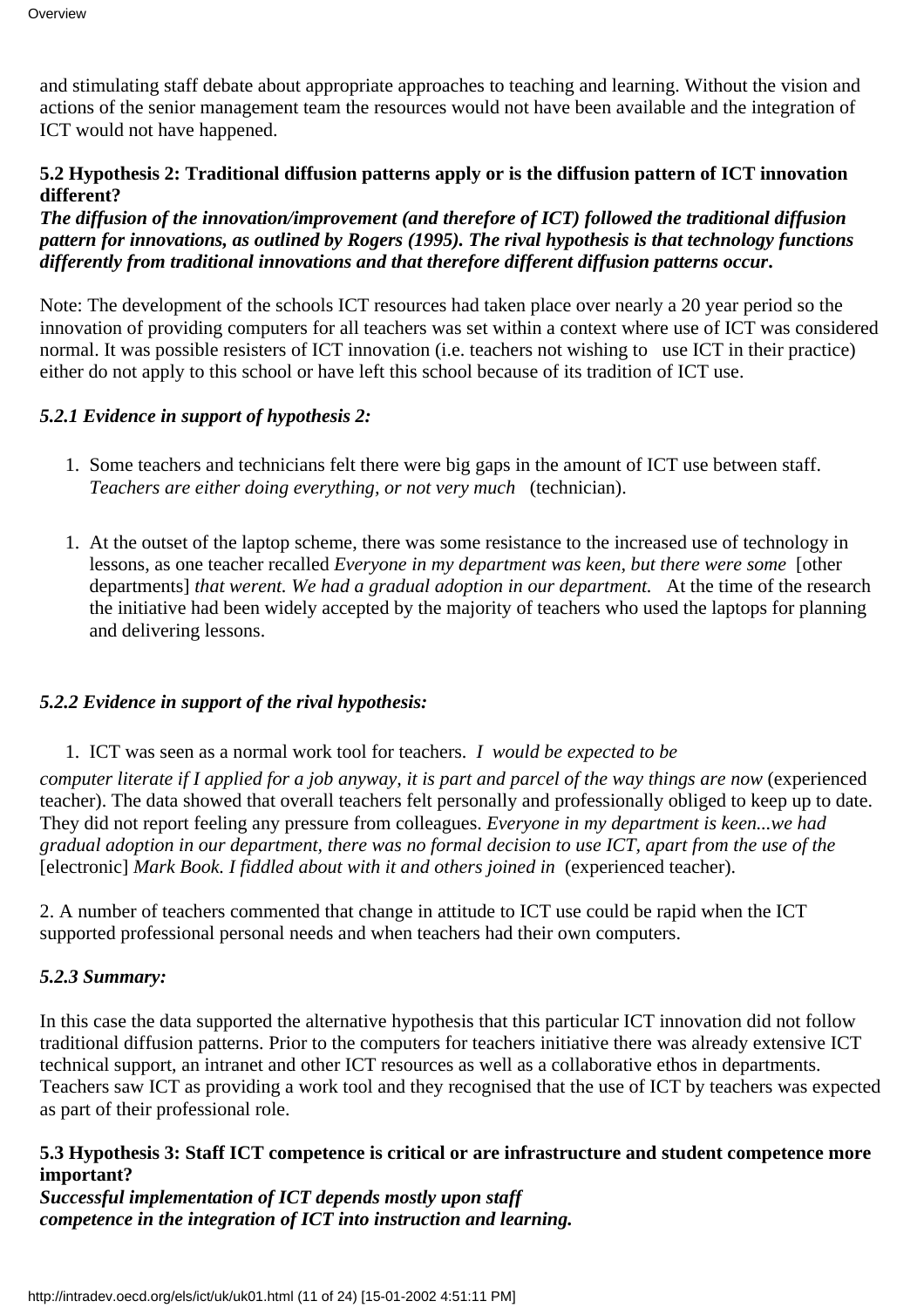and stimulating staff debate about appropriate approaches to teaching and learning. Without the vision and actions of the senior management team the resources would not have been available and the integration of ICT would not have happened.

### 5.2 Hypothesis 2: Traditional diffusion patterns apply or is the diffusion pattern of ICT innovation different?

***The diffusion of the innovation/improvement (and therefore of ICT) followed the traditional diffusion pattern for innovations, as outlined by Rogers (1995). The rival hypothesis is that technology functions differently from traditional innovations and that therefore different diffusion patterns occur.***

Note: The development of the schools ICT resources had taken place over nearly a 20 year period so the innovation of providing computers for all teachers was set within a context where use of ICT was considered normal. It was possible resisters of ICT innovation (i.e. teachers not wishing to use ICT in their practice) either do not apply to this school or have left this school because of its tradition of ICT use.

#### *5.2.1 Evidence in support of hypothesis 2:*

1. Some teachers and technicians felt there were big gaps in the amount of ICT use between staff. *Teachers are either doing everything, or not very much* (technician).

1. At the outset of the laptop scheme, there was some resistance to the increased use of technology in lessons, as one teacher recalled *Everyone in my department was keen, but there were some* [other departments] *that werent. We had a gradual adoption in our department.* At the time of the research the initiative had been widely accepted by the majority of teachers who used the laptops for planning and delivering lessons.

#### *5.2.2 Evidence in support of the rival hypothesis:*

1. ICT was seen as a normal work tool for teachers. *I would be expected to be computer literate if I applied for a job anyway, it is part and parcel of the way things are now* (experienced teacher). The data showed that overall teachers felt personally and professionally obliged to keep up to date. They did not report feeling any pressure from colleagues. *Everyone in my department is keen...we had gradual adoption in our department, there was no formal decision to use ICT, apart from the use of the* [electronic] *Mark Book. I fiddled about with it and others joined in* (experienced teacher).

2. A number of teachers commented that change in attitude to ICT use could be rapid when the ICT supported professional personal needs and when teachers had their own computers.

#### *5.2.3 Summary:*

In this case the data supported the alternative hypothesis that this particular ICT innovation did not follow traditional diffusion patterns. Prior to the computers for teachers initiative there was already extensive ICT technical support, an intranet and other ICT resources as well as a collaborative ethos in departments. Teachers saw ICT as providing a work tool and they recognised that the use of ICT by teachers was expected as part of their professional role.

### 5.3 Hypothesis 3: Staff ICT competence is critical or are infrastructure and student competence more important?

***Successful implementation of ICT depends mostly upon staff competence in the integration of ICT into instruction and learning.***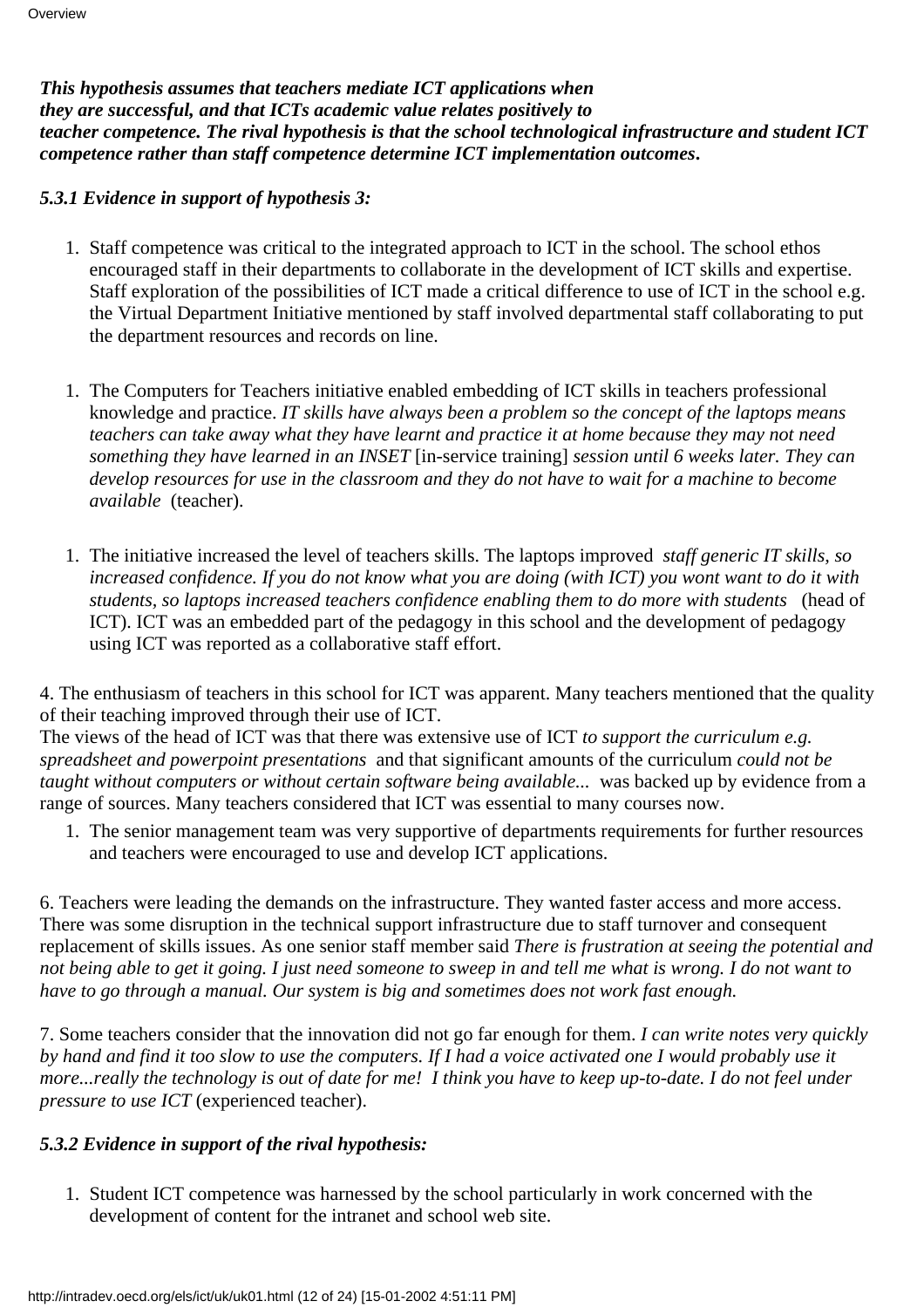***This hypothesis assumes that teachers mediate ICT applications when they are successful, and that ICTs academic value relates positively to teacher competence. The rival hypothesis is that the school technological infrastructure and student ICT competence rather than staff competence determine ICT implementation outcomes.***

### *5.3.1 Evidence in support of hypothesis 3:*

1. Staff competence was critical to the integrated approach to ICT in the school. The school ethos encouraged staff in their departments to collaborate in the development of ICT skills and expertise. Staff exploration of the possibilities of ICT made a critical difference to use of ICT in the school e.g. the Virtual Department Initiative mentioned by staff involved departmental staff collaborating to put the department resources and records on line.

1. The Computers for Teachers initiative enabled embedding of ICT skills in teachers professional knowledge and practice. *IT skills have always been a problem so the concept of the laptops means teachers can take away what they have learnt and practice it at home because they may not need something they have learned in an INSET* [in-service training] *session until 6 weeks later. They can develop resources for use in the classroom and they do not have to wait for a machine to become available* (teacher).

1. The initiative increased the level of teachers skills. The laptops improved *staff generic IT skills, so increased confidence. If you do not know what you are doing (with ICT) you wont want to do it with students, so laptops increased teachers confidence enabling them to do more with students* (head of ICT). ICT was an embedded part of the pedagogy in this school and the development of pedagogy using ICT was reported as a collaborative staff effort.

4. The enthusiasm of teachers in this school for ICT was apparent. Many teachers mentioned that the quality of their teaching improved through their use of ICT.
The views of the head of ICT was that there was extensive use of ICT *to support the curriculum e.g. spreadsheet and powerpoint presentations* and that significant amounts of the curriculum *could not be taught without computers or without certain software being available...* was backed up by evidence from a range of sources. Many teachers considered that ICT was essential to many courses now.

1. The senior management team was very supportive of departments requirements for further resources and teachers were encouraged to use and develop ICT applications.

6. Teachers were leading the demands on the infrastructure. They wanted faster access and more access. There was some disruption in the technical support infrastructure due to staff turnover and consequent replacement of skills issues. As one senior staff member said *There is frustration at seeing the potential and not being able to get it going. I just need someone to sweep in and tell me what is wrong. I do not want to have to go through a manual. Our system is big and sometimes does not work fast enough.*

7. Some teachers consider that the innovation did not go far enough for them. *I can write notes very quickly by hand and find it too slow to use the computers. If I had a voice activated one I would probably use it more...really the technology is out of date for me! I think you have to keep up-to-date. I do not feel under pressure to use ICT* (experienced teacher).

### *5.3.2 Evidence in support of the rival hypothesis:*

1. Student ICT competence was harnessed by the school particularly in work concerned with the development of content for the intranet and school web site.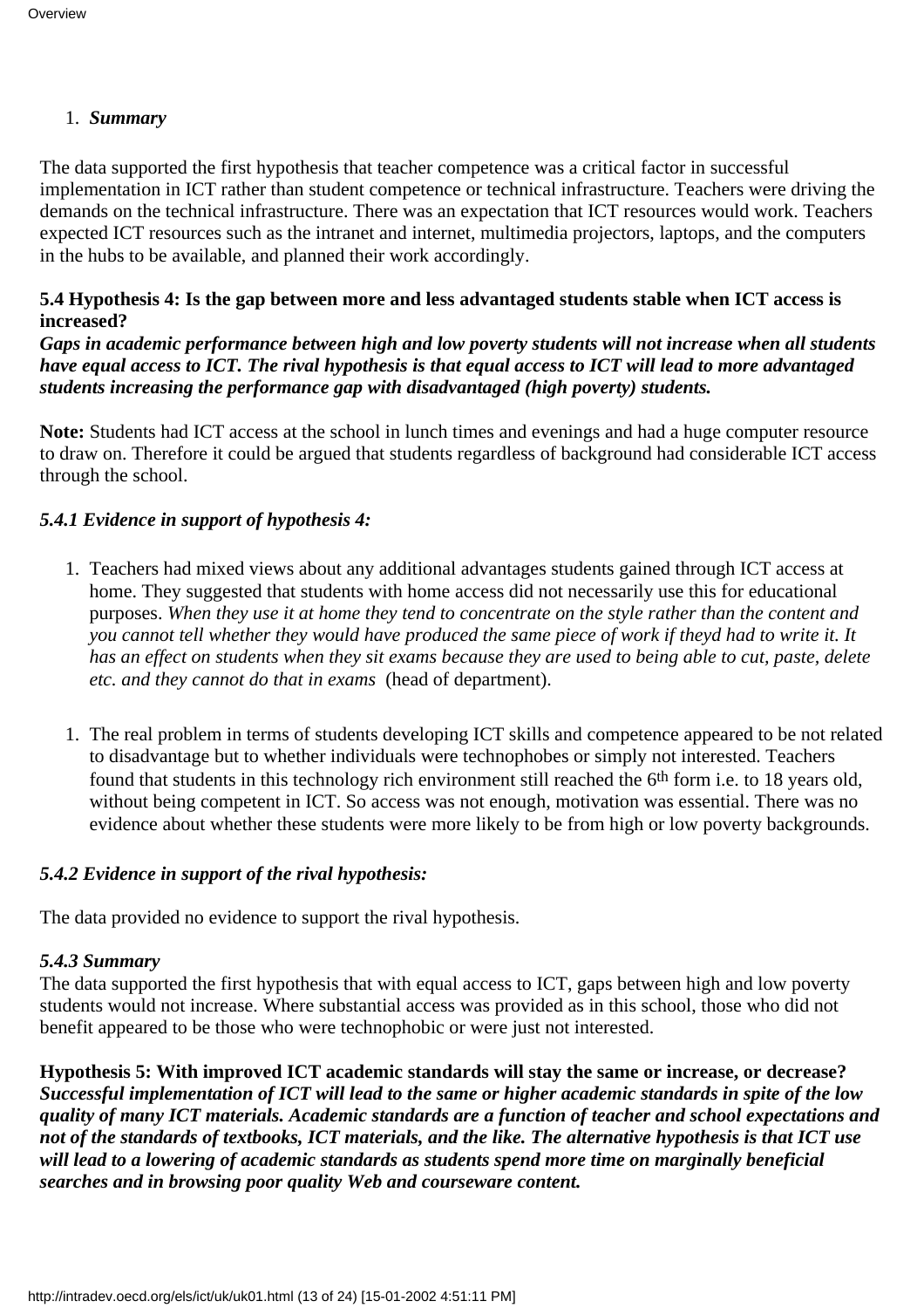1. ***Summary***

The data supported the first hypothesis that teacher competence was a critical factor in successful implementation in ICT rather than student competence or technical infrastructure. Teachers were driving the demands on the technical infrastructure. There was an expectation that ICT resources would work. Teachers expected ICT resources such as the intranet and internet, multimedia projectors, laptops, and the computers in the hubs to be available, and planned their work accordingly.

**5.4 Hypothesis 4: Is the gap between more and less advantaged students stable when ICT access is increased?**

***Gaps in academic performance between high and low poverty students will not increase when all students have equal access to ICT. The rival hypothesis is that equal access to ICT will lead to more advantaged students increasing the performance gap with disadvantaged (high poverty) students.***

**Note:** Students had ICT access at the school in lunch times and evenings and had a huge computer resource to draw on. Therefore it could be argued that students regardless of background had considerable ICT access through the school.

***5.4.1 Evidence in support of hypothesis 4:***

1. Teachers had mixed views about any additional advantages students gained through ICT access at home. They suggested that students with home access did not necessarily use this for educational purposes. *When they use it at home they tend to concentrate on the style rather than the content and you cannot tell whether they would have produced the same piece of work if theyd had to write it. It has an effect on students when they sit exams because they are used to being able to cut, paste, delete etc. and they cannot do that in exams* (head of department).

1. The real problem in terms of students developing ICT skills and competence appeared to be not related to disadvantage but to whether individuals were technophobes or simply not interested. Teachers found that students in this technology rich environment still reached the 6th form i.e. to 18 years old, without being competent in ICT. So access was not enough, motivation was essential. There was no evidence about whether these students were more likely to be from high or low poverty backgrounds.

***5.4.2 Evidence in support of the rival hypothesis:***

The data provided no evidence to support the rival hypothesis.

***5.4.3 Summary***

The data supported the first hypothesis that with equal access to ICT, gaps between high and low poverty students would not increase. Where substantial access was provided as in this school, those who did not benefit appeared to be those who were technophobic or were just not interested.

**Hypothesis 5: With improved ICT academic standards will stay the same or increase, or decrease?**

***Successful implementation of ICT will lead to the same or higher academic standards in spite of the low quality of many ICT materials. Academic standards are a function of teacher and school expectations and not of the standards of textbooks, ICT materials, and the like. The alternative hypothesis is that ICT use will lead to a lowering of academic standards as students spend more time on marginally beneficial searches and in browsing poor quality Web and courseware content.***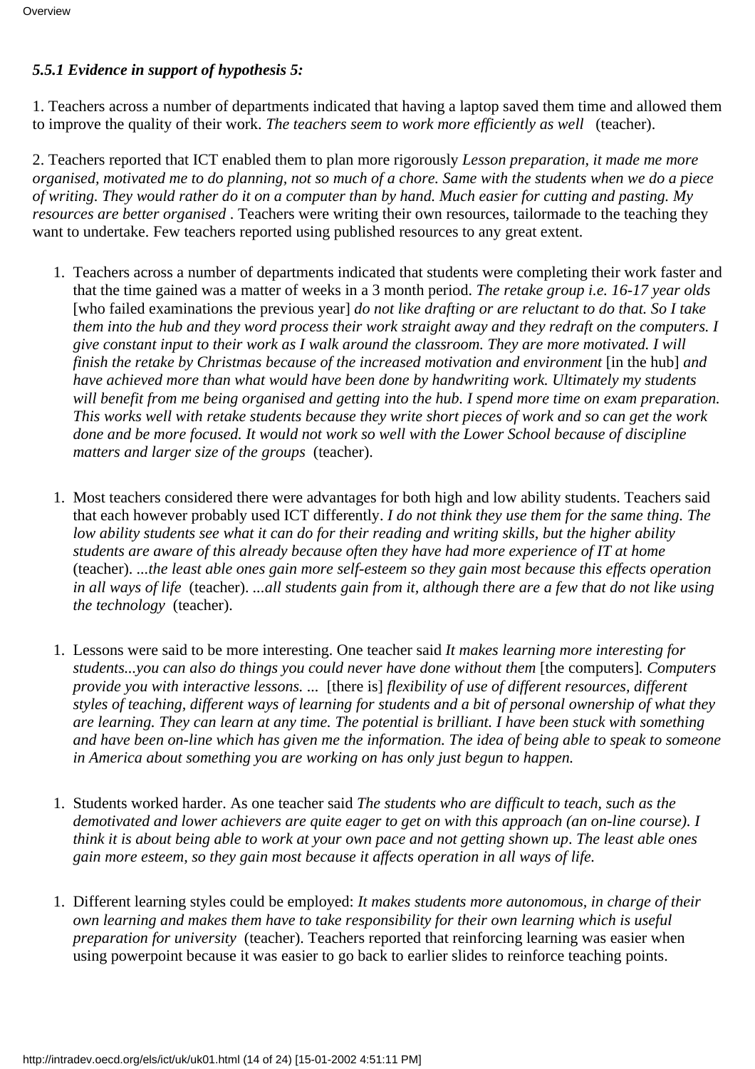### *5.5.1 Evidence in support of hypothesis 5:*

1. Teachers across a number of departments indicated that having a laptop saved them time and allowed them to improve the quality of their work. *The teachers seem to work more efficiently as well* (teacher).

2. Teachers reported that ICT enabled them to plan more rigorously *Lesson preparation, it made me more organised, motivated me to do planning, not so much of a chore. Same with the students when we do a piece of writing. They would rather do it on a computer than by hand. Much easier for cutting and pasting. My resources are better organised* . Teachers were writing their own resources, tailormade to the teaching they want to undertake. Few teachers reported using published resources to any great extent.

1. Teachers across a number of departments indicated that students were completing their work faster and that the time gained was a matter of weeks in a 3 month period. *The retake group i.e. 16-17 year olds* [who failed examinations the previous year] *do not like drafting or are reluctant to do that. So I take them into the hub and they word process their work straight away and they redraft on the computers. I give constant input to their work as I walk around the classroom. They are more motivated. I will finish the retake by Christmas because of the increased motivation and environment* [in the hub] *and have achieved more than what would have been done by handwriting work. Ultimately my students will benefit from me being organised and getting into the hub. I spend more time on exam preparation. This works well with retake students because they write short pieces of work and so can get the work done and be more focused. It would not work so well with the Lower School because of discipline matters and larger size of the groups* (teacher).

1. Most teachers considered there were advantages for both high and low ability students. Teachers said that each however probably used ICT differently. *I do not think they use them for the same thing. The low ability students see what it can do for their reading and writing skills, but the higher ability students are aware of this already because often they have had more experience of IT at home* (teacher). *...the least able ones gain more self-esteem so they gain most because this effects operation in all ways of life* (teacher). *...all students gain from it, although there are a few that do not like using the technology* (teacher).

1. Lessons were said to be more interesting. One teacher said *It makes learning more interesting for students...you can also do things you could never have done without them* [the computers]. *Computers provide you with interactive lessons. ...* [there is] *flexibility of use of different resources, different styles of teaching, different ways of learning for students and a bit of personal ownership of what they are learning. They can learn at any time. The potential is brilliant. I have been stuck with something and have been on-line which has given me the information. The idea of being able to speak to someone in America about something you are working on has only just begun to happen.*

1. Students worked harder. As one teacher said *The students who are difficult to teach, such as the demotivated and lower achievers are quite eager to get on with this approach (an on-line course). I think it is about being able to work at your own pace and not getting shown up. The least able ones gain more esteem, so they gain most because it affects operation in all ways of life.*

1. Different learning styles could be employed: *It makes students more autonomous, in charge of their own learning and makes them have to take responsibility for their own learning which is useful preparation for university* (teacher). Teachers reported that reinforcing learning was easier when using powerpoint because it was easier to go back to earlier slides to reinforce teaching points.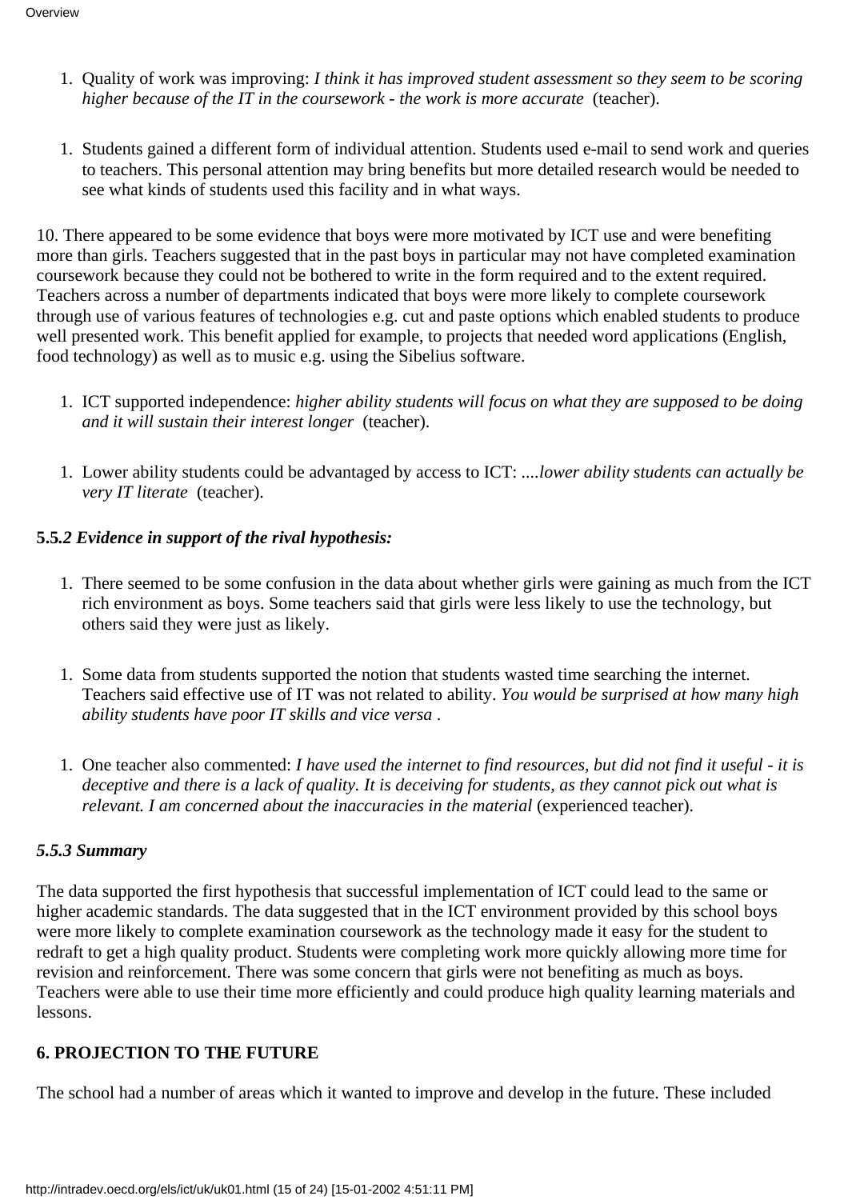1. Quality of work was improving: *I think it has improved student assessment so they seem to be scoring higher because of the IT in the coursework - the work is more accurate* (teacher).

1. Students gained a different form of individual attention. Students used e-mail to send work and queries to teachers. This personal attention may bring benefits but more detailed research would be needed to see what kinds of students used this facility and in what ways.

10. There appeared to be some evidence that boys were more motivated by ICT use and were benefiting more than girls. Teachers suggested that in the past boys in particular may not have completed examination coursework because they could not be bothered to write in the form required and to the extent required. Teachers across a number of departments indicated that boys were more likely to complete coursework through use of various features of technologies e.g. cut and paste options which enabled students to produce well presented work. This benefit applied for example, to projects that needed word applications (English, food technology) as well as to music e.g. using the Sibelius software.

1. ICT supported independence: *higher ability students will focus on what they are supposed to be doing and it will sustain their interest longer* (teacher).

1. Lower ability students could be advantaged by access to ICT: *....lower ability students can actually be very IT literate* (teacher).

**5.5.*2 Evidence in support of the rival hypothesis:***

1. There seemed to be some confusion in the data about whether girls were gaining as much from the ICT rich environment as boys. Some teachers said that girls were less likely to use the technology, but others said they were just as likely.

1. Some data from students supported the notion that students wasted time searching the internet. Teachers said effective use of IT was not related to ability. *You would be surprised at how many high ability students have poor IT skills and vice versa* .

1. One teacher also commented: *I have used the internet to find resources, but did not find it useful - it is deceptive and there is a lack of quality. It is deceiving for students, as they cannot pick out what is relevant. I am concerned about the inaccuracies in the material* (experienced teacher).

***5.5.3 Summary***

The data supported the first hypothesis that successful implementation of ICT could lead to the same or higher academic standards. The data suggested that in the ICT environment provided by this school boys were more likely to complete examination coursework as the technology made it easy for the student to redraft to get a high quality product. Students were completing work more quickly allowing more time for revision and reinforcement. There was some concern that girls were not benefiting as much as boys. Teachers were able to use their time more efficiently and could produce high quality learning materials and lessons.

## 6. PROJECTION TO THE FUTURE

The school had a number of areas which it wanted to improve and develop in the future. These included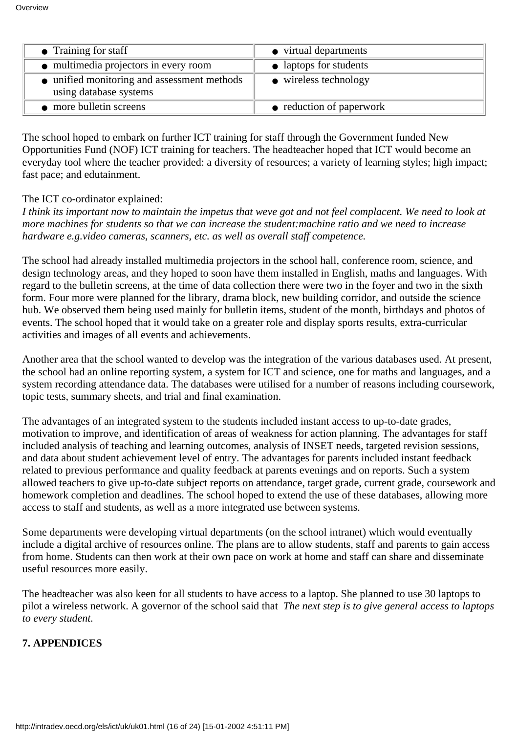| | |
|---|---|
| Training for staff | virtual departments |
| multimedia projectors in every room | laptops for students |
| unified monitoring and assessment methods using database systems | wireless technology |
| more bulletin screens | reduction of paperwork |

The school hoped to embark on further ICT training for staff through the Government funded New Opportunities Fund (NOF) ICT training for teachers. The headteacher hoped that ICT would become an everyday tool where the teacher provided: a diversity of resources; a variety of learning styles; high impact; fast pace; and edutainment.

The ICT co-ordinator explained:
*I think its important now to maintain the impetus that weve got and not feel complacent. We need to look at more machines for students so that we can increase the student:machine ratio and we need to increase hardware e.g.video cameras, scanners, etc. as well as overall staff competence.*

The school had already installed multimedia projectors in the school hall, conference room, science, and design technology areas, and they hoped to soon have them installed in English, maths and languages. With regard to the bulletin screens, at the time of data collection there were two in the foyer and two in the sixth form. Four more were planned for the library, drama block, new building corridor, and outside the science hub. We observed them being used mainly for bulletin items, student of the month, birthdays and photos of events. The school hoped that it would take on a greater role and display sports results, extra-curricular activities and images of all events and achievements.

Another area that the school wanted to develop was the integration of the various databases used. At present, the school had an online reporting system, a system for ICT and science, one for maths and languages, and a system recording attendance data. The databases were utilised for a number of reasons including coursework, topic tests, summary sheets, and trial and final examination.

The advantages of an integrated system to the students included instant access to up-to-date grades, motivation to improve, and identification of areas of weakness for action planning. The advantages for staff included analysis of teaching and learning outcomes, analysis of INSET needs, targeted revision sessions, and data about student achievement level of entry. The advantages for parents included instant feedback related to previous performance and quality feedback at parents evenings and on reports. Such a system allowed teachers to give up-to-date subject reports on attendance, target grade, current grade, coursework and homework completion and deadlines. The school hoped to extend the use of these databases, allowing more access to staff and students, as well as a more integrated use between systems.

Some departments were developing virtual departments (on the school intranet) which would eventually include a digital archive of resources online. The plans are to allow students, staff and parents to gain access from home. Students can then work at their own pace on work at home and staff can share and disseminate useful resources more easily.

The headteacher was also keen for all students to have access to a laptop. She planned to use 30 laptops to pilot a wireless network. A governor of the school said that *The next step is to give general access to laptops to every student.*

## 7. APPENDICES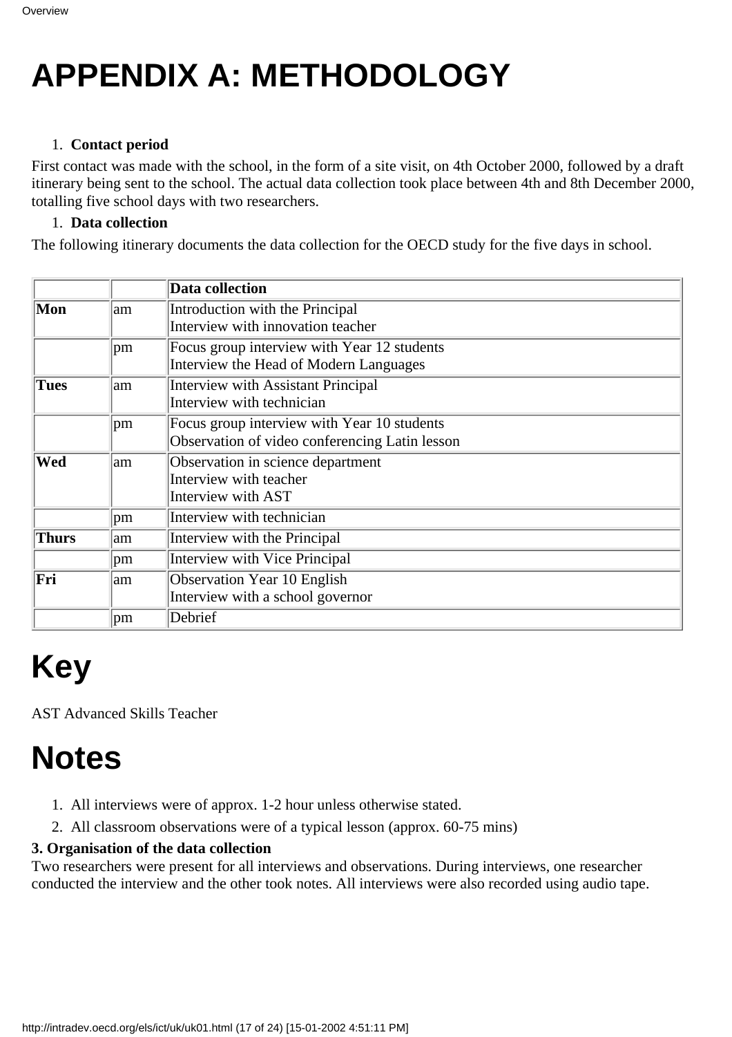# APPENDIX A: METHODOLOGY

1. **Contact period**

First contact was made with the school, in the form of a site visit, on 4th October 2000, followed by a draft itinerary being sent to the school. The actual data collection took place between 4th and 8th December 2000, totalling five school days with two researchers.

1. **Data collection**

The following itinerary documents the data collection for the OECD study for the five days in school.

| | | **Data collection** |
|---|---|---|
| **Mon** | am | Introduction with the Principal<br>Interview with innovation teacher |
| | pm | Focus group interview with Year 12 students<br>Interview the Head of Modern Languages |
| **Tues** | am | Interview with Assistant Principal<br>Interview with technician |
| | pm | Focus group interview with Year 10 students<br>Observation of video conferencing Latin lesson |
| **Wed** | am | Observation in science department<br>Interview with teacher<br>Interview with AST |
| | pm | Interview with technician |
| **Thurs** | am | Interview with the Principal |
| | pm | Interview with Vice Principal |
| **Fri** | am | Observation Year 10 English<br>Interview with a school governor |
| | pm | Debrief |

# Key

AST Advanced Skills Teacher

# Notes

1. All interviews were of approx. 1-2 hour unless otherwise stated.
2. All classroom observations were of a typical lesson (approx. 60-75 mins)

**3. Organisation of the data collection**

Two researchers were present for all interviews and observations. During interviews, one researcher conducted the interview and the other took notes. All interviews were also recorded using audio tape.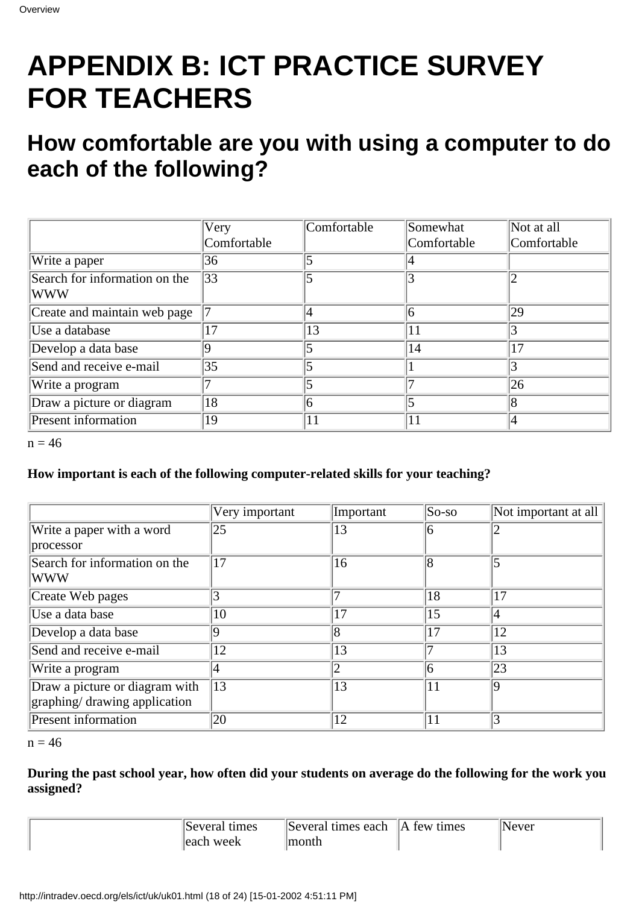# APPENDIX B: ICT PRACTICE SURVEY FOR TEACHERS

## How comfortable are you with using a computer to do each of the following?

| | Very Comfortable | Comfortable | Somewhat Comfortable | Not at all Comfortable |
|---|---|---|---|---|
| Write a paper | 36 | 5 | 4 | |
| Search for information on the WWW | 33 | 5 | 3 | 2 |
| Create and maintain web page | 7 | 4 | 6 | 29 |
| Use a database | 17 | 13 | 11 | 3 |
| Develop a data base | 9 | 5 | 14 | 17 |
| Send and receive e-mail | 35 | 5 | 1 | 3 |
| Write a program | 7 | 5 | 7 | 26 |
| Draw a picture or diagram | 18 | 6 | 5 | 8 |
| Present information | 19 | 11 | 11 | 4 |

n = 46

**How important is each of the following computer-related skills for your teaching?**

| | Very important | Important | So-so | Not important at all |
|---|---|---|---|---|
| Write a paper with a word processor | 25 | 13 | 6 | 2 |
| Search for information on the WWW | 17 | 16 | 8 | 5 |
| Create Web pages | 3 | 7 | 18 | 17 |
| Use a data base | 10 | 17 | 15 | 4 |
| Develop a data base | 9 | 8 | 17 | 12 |
| Send and receive e-mail | 12 | 13 | 7 | 13 |
| Write a program | 4 | 2 | 6 | 23 |
| Draw a picture or diagram with graphing/ drawing application | 13 | 13 | 11 | 9 |
| Present information | 20 | 12 | 11 | 3 |

n = 46

**During the past school year, how often did your students on average do the following for the work you assigned?**

| | Several times each week | Several times each month | A few times | Never |
|---|---|---|---|---|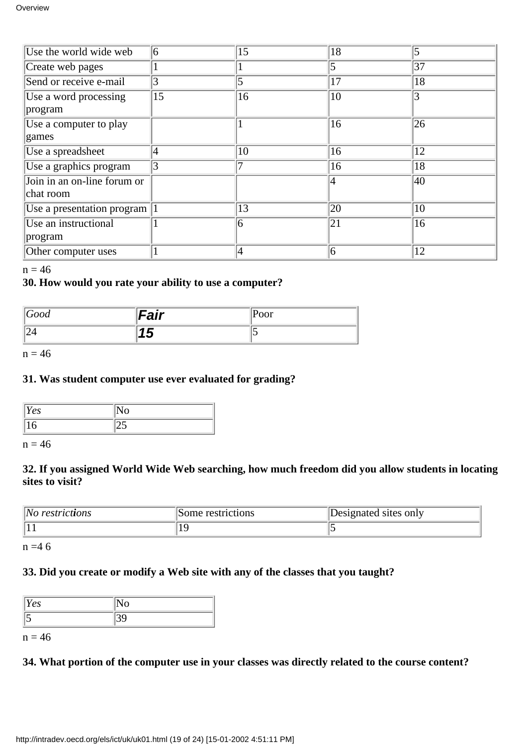| | | | | |
|---|---|---|---|---|
| Use the world wide web | 6 | 15 | 18 | 5 |
| Create web pages | 1 | 1 | 5 | 37 |
| Send or receive e-mail | 3 | 5 | 17 | 18 |
| Use a word processing program | 15 | 16 | 10 | 3 |
| Use a computer to play games | | 1 | 16 | 26 |
| Use a spreadsheet | 4 | 10 | 16 | 12 |
| Use a graphics program | 3 | 7 | 16 | 18 |
| Join in an on-line forum or chat room | | | 4 | 40 |
| Use a presentation program | 1 | 13 | 20 | 10 |
| Use an instructional program | 1 | 6 | 21 | 16 |
| Other computer uses | 1 | 4 | 6 | 12 |

n = 46

**30. How would you rate your ability to use a computer?**

| *Good* | ***Fair*** | Poor |
|---|---|---|
| 24 | ***15*** | 5 |

n = 46

**31. Was student computer use ever evaluated for grading?**

| *Yes* | No |
|---|---|
| 16 | 25 |

n = 46

**32. If you assigned World Wide Web searching, how much freedom did you allow students in locating sites to visit?**

| *No restrictions* | Some restrictions | Designated sites only |
|---|---|---|
| 11 | 19 | 5 |

n =4 6

**33. Did you create or modify a Web site with any of the classes that you taught?**

| *Yes* | No |
|---|---|
| 5 | 39 |

n = 46

**34. What portion of the computer use in your classes was directly related to the course content?**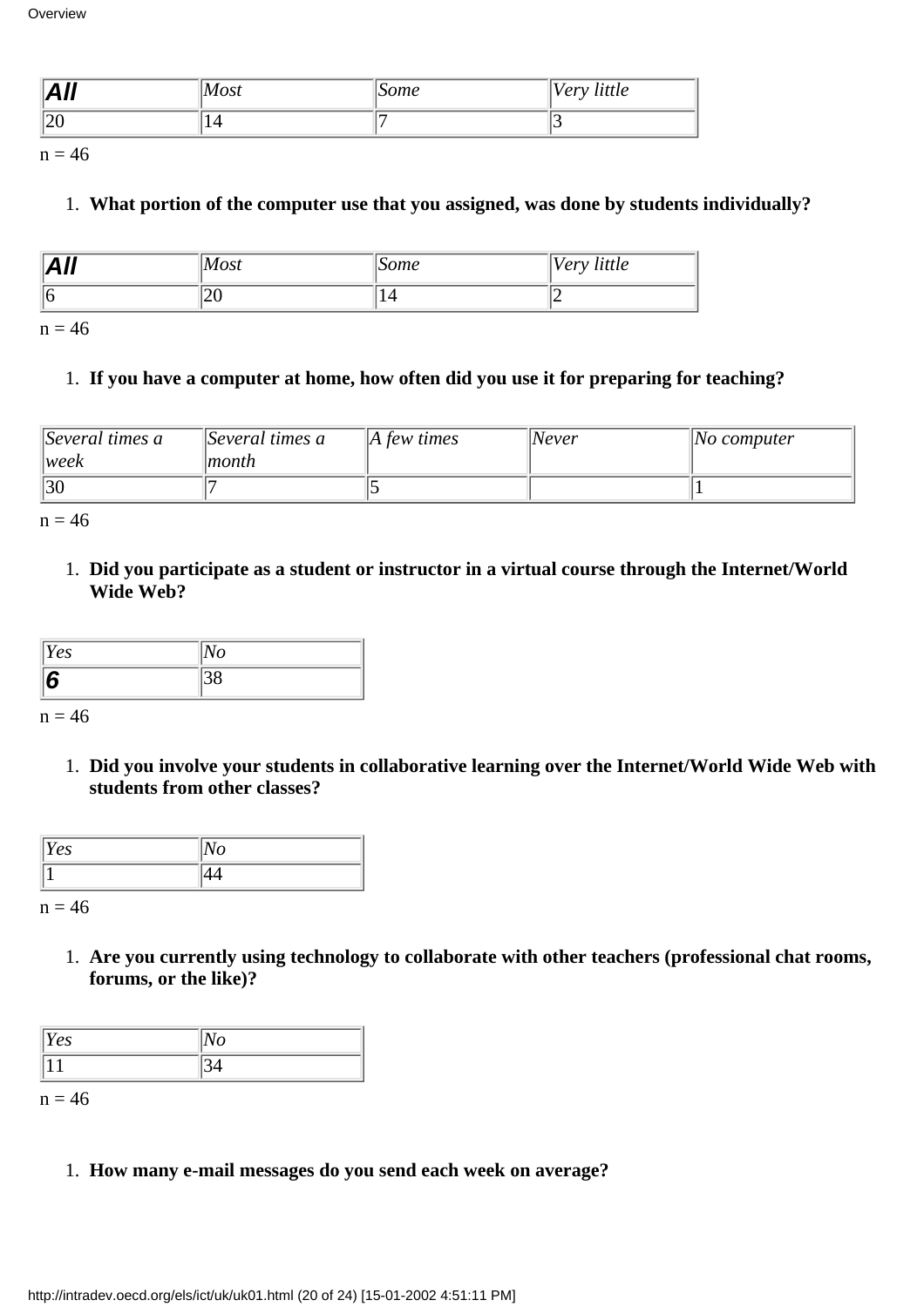| **All** | *Most* | *Some* | *Very little* |
|---|---|---|---|
| 20 | 14 | 7 | 3 |

n = 46

1. **What portion of the computer use that you assigned, was done by students individually?**

| **All** | *Most* | *Some* | *Very little* |
|---|---|---|---|
| 6 | 20 | 14 | 2 |

n = 46

1. **If you have a computer at home, how often did you use it for preparing for teaching?**

| *Several times a week* | *Several times a month* | *A few times* | *Never* | *No computer* |
|---|---|---|---|---|
| 30 | 7 | 5 | | 1 |

n = 46

1. **Did you participate as a student or instructor in a virtual course through the Internet/World Wide Web?**

| *Yes* | *No* |
|---|---|
| ***6*** | 38 |

n = 46

1. **Did you involve your students in collaborative learning over the Internet/World Wide Web with students from other classes?**

| *Yes* | *No* |
|---|---|
| 1 | 44 |

n = 46

1. **Are you currently using technology to collaborate with other teachers (professional chat rooms, forums, or the like)?**

| *Yes* | *No* |
|---|---|
| 11 | 34 |

n = 46

1. **How many e-mail messages do you send each week on average?**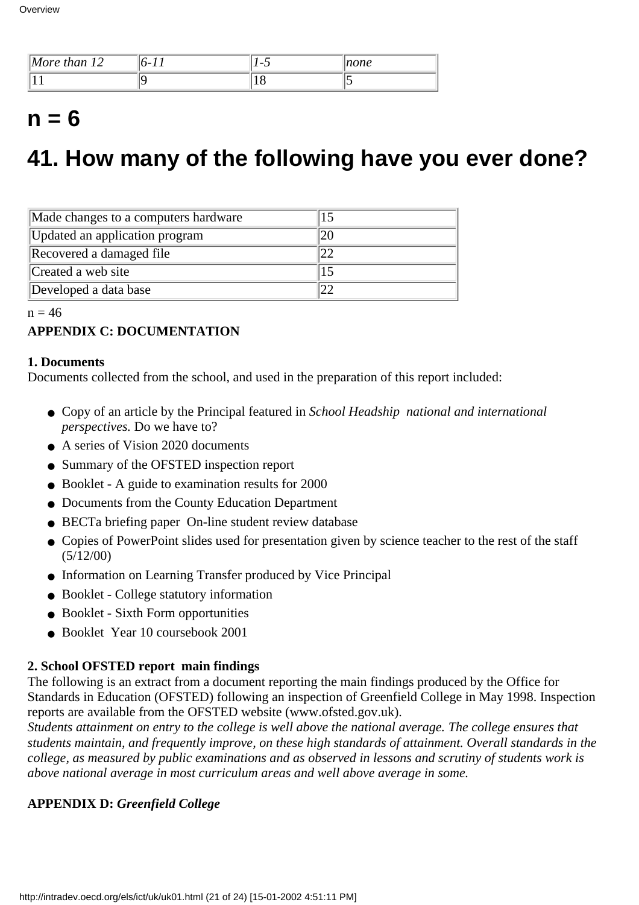| *More than 12* | *6-11* | *1-5* | *none* |
|---|---|---|---|
| 11 | 9 | 18 | 5 |

# n = 6

# 41. How many of the following have you ever done?

| | |
|---|---|
| Made changes to a computers hardware | 15 |
| Updated an application program | 20 |
| Recovered a damaged file | 22 |
| Created a web site | 15 |
| Developed a data base | 22 |

n = 46

**APPENDIX C: DOCUMENTATION**

**1. Documents**

Documents collected from the school, and used in the preparation of this report included:

- Copy of an article by the Principal featured in *School Headship national and international perspectives.* Do we have to?
- A series of Vision 2020 documents
- Summary of the OFSTED inspection report
- Booklet - A guide to examination results for 2000
- Documents from the County Education Department
- BECTa briefing paper On-line student review database
- Copies of PowerPoint slides used for presentation given by science teacher to the rest of the staff (5/12/00)
- Information on Learning Transfer produced by Vice Principal
- Booklet - College statutory information
- Booklet - Sixth Form opportunities
- Booklet Year 10 coursebook 2001

**2. School OFSTED report main findings**

The following is an extract from a document reporting the main findings produced by the Office for Standards in Education (OFSTED) following an inspection of Greenfield College in May 1998. Inspection reports are available from the OFSTED website (www.ofsted.gov.uk).

*Students attainment on entry to the college is well above the national average. The college ensures that students maintain, and frequently improve, on these high standards of attainment. Overall standards in the college, as measured by public examinations and as observed in lessons and scrutiny of students work is above national average in most curriculum areas and well above average in some.*

**APPENDIX D:** ***Greenfield College***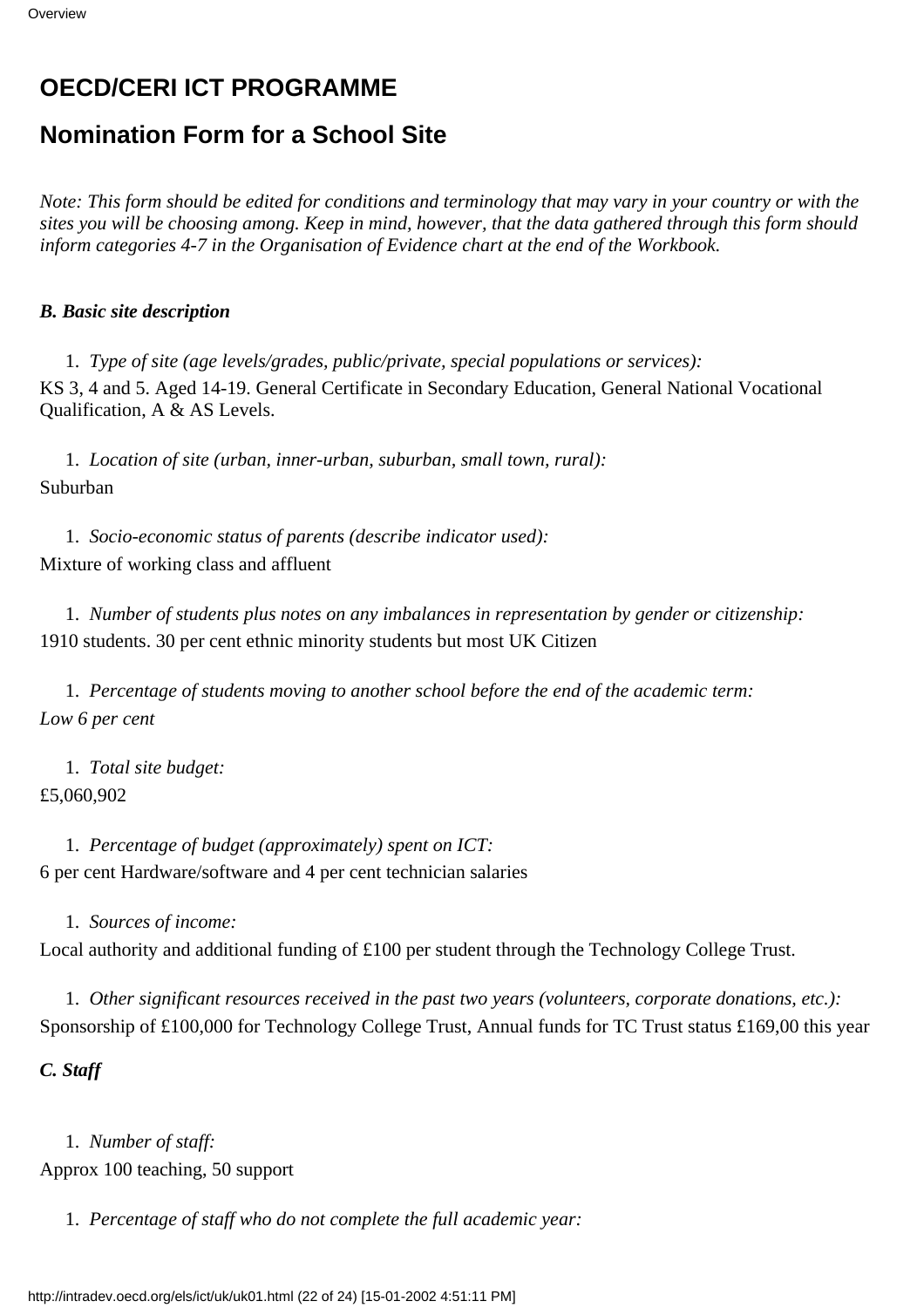# OECD/CERI ICT PROGRAMME

## Nomination Form for a School Site

*Note: This form should be edited for conditions and terminology that may vary in your country or with the sites you will be choosing among. Keep in mind, however, that the data gathered through this form should inform categories 4-7 in the Organisation of Evidence chart at the end of the Workbook.*

***B. Basic site description***

1. *Type of site (age levels/grades, public/private, special populations or services):*

KS 3, 4 and 5. Aged 14-19. General Certificate in Secondary Education, General National Vocational Qualification, A & AS Levels.

1. *Location of site (urban, inner-urban, suburban, small town, rural):*

Suburban

1. *Socio-economic status of parents (describe indicator used):*

Mixture of working class and affluent

1. *Number of students plus notes on any imbalances in representation by gender or citizenship:*

1910 students. 30 per cent ethnic minority students but most UK Citizen

1. *Percentage of students moving to another school before the end of the academic term:*

*Low 6 per cent*

1. *Total site budget:*

£5,060,902

1. *Percentage of budget (approximately) spent on ICT:*

6 per cent Hardware/software and 4 per cent technician salaries

1. *Sources of income:*

Local authority and additional funding of £100 per student through the Technology College Trust.

1. *Other significant resources received in the past two years (volunteers, corporate donations, etc.):*

Sponsorship of £100,000 for Technology College Trust, Annual funds for TC Trust status £169,00 this year

***C. Staff***

1. *Number of staff:*

Approx 100 teaching, 50 support

1. *Percentage of staff who do not complete the full academic year:*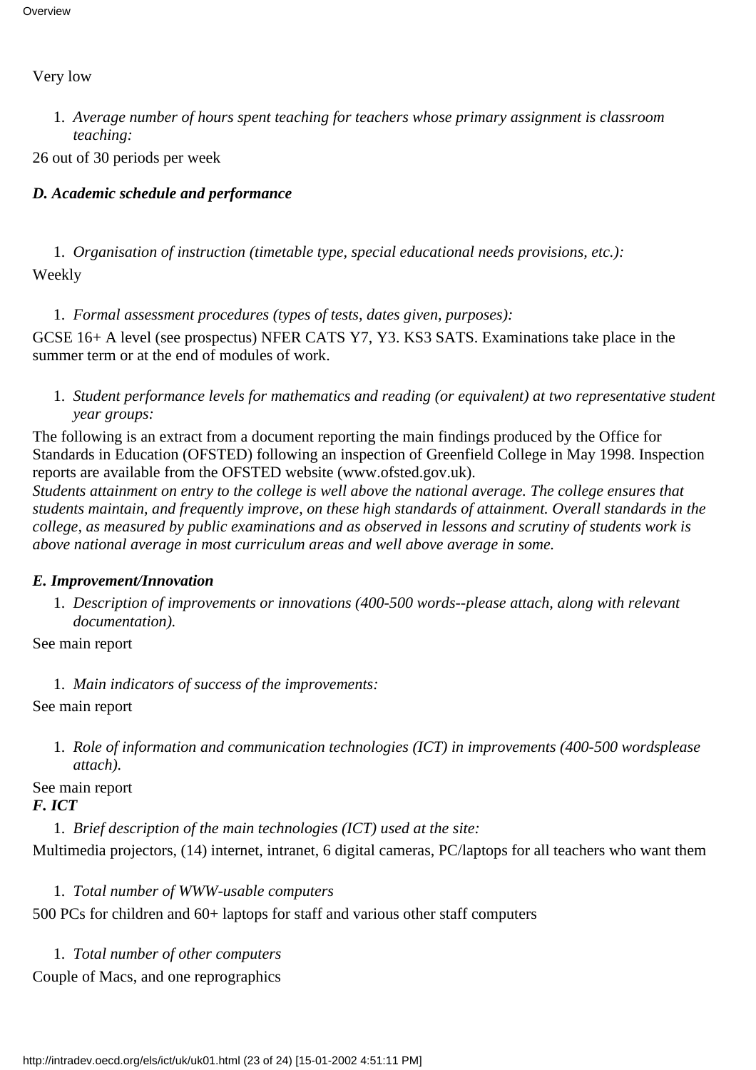Very low

1. *Average number of hours spent teaching for teachers whose primary assignment is classroom teaching:*

26 out of 30 periods per week

***D. Academic schedule and performance***

1. *Organisation of instruction (timetable type, special educational needs provisions, etc.):*

Weekly

1. *Formal assessment procedures (types of tests, dates given, purposes):*

GCSE 16+ A level (see prospectus) NFER CATS Y7, Y3. KS3 SATS. Examinations take place in the summer term or at the end of modules of work.

1. *Student performance levels for mathematics and reading (or equivalent) at two representative student year groups:*

The following is an extract from a document reporting the main findings produced by the Office for Standards in Education (OFSTED) following an inspection of Greenfield College in May 1998. Inspection reports are available from the OFSTED website (www.ofsted.gov.uk).
*Students attainment on entry to the college is well above the national average. The college ensures that students maintain, and frequently improve, on these high standards of attainment. Overall standards in the college, as measured by public examinations and as observed in lessons and scrutiny of students work is above national average in most curriculum areas and well above average in some.*

***E. Improvement/Innovation***

1. *Description of improvements or innovations (400-500 words--please attach, along with relevant documentation).*

See main report

1. *Main indicators of success of the improvements:*

See main report

1. *Role of information and communication technologies (ICT) in improvements (400-500 wordsplease attach).*

See main report

***F. ICT***

1. *Brief description of the main technologies (ICT) used at the site:*

Multimedia projectors, (14) internet, intranet, 6 digital cameras, PC/laptops for all teachers who want them

1. *Total number of WWW-usable computers*

500 PCs for children and 60+ laptops for staff and various other staff computers

1. *Total number of other computers*

Couple of Macs, and one reprographics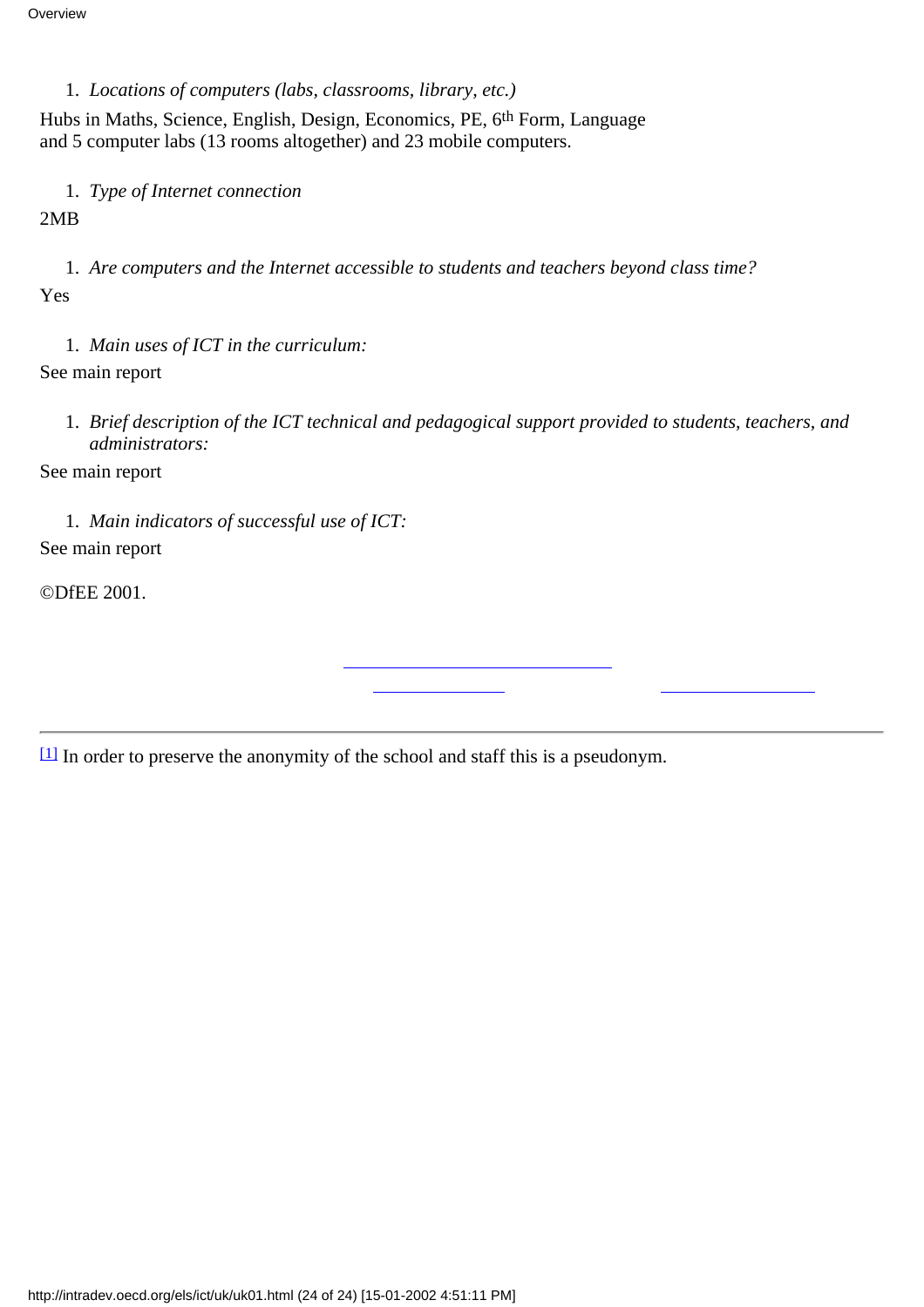1. *Locations of computers (labs, classrooms, library, etc.)*

Hubs in Maths, Science, English, Design, Economics, PE, 6th Form, Language and 5 computer labs (13 rooms altogether) and 23 mobile computers.

1. *Type of Internet connection*

2MB

1. *Are computers and the Internet accessible to students and teachers beyond class time?*

Yes

1. *Main uses of ICT in the curriculum:*

See main report

1. *Brief description of the ICT technical and pedagogical support provided to students, teachers, and administrators:*

See main report

1. *Main indicators of successful use of ICT:*

See main report

©DfEE 2001.

---

[1] In order to preserve the anonymity of the school and staff this is a pseudonym.